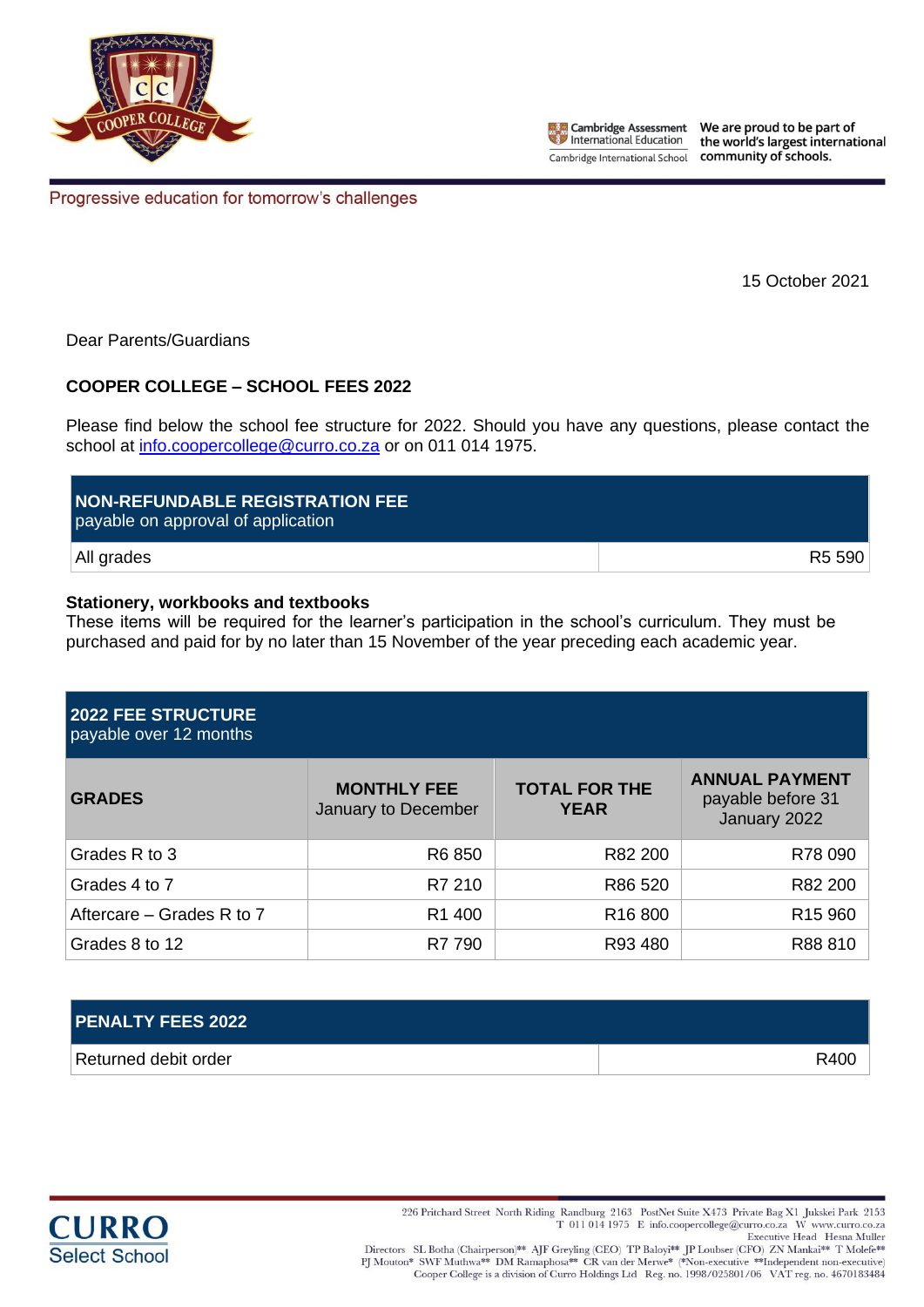Progressive education for tomorrow's challenges

15 October 2021

Dear Parents/Guardians

**COOPER COLLEGE – SCHOOL FEES 2022**

Please find below the school fee structure for 2022. Should you have any questions, please contact the school at info.coopercollege@curro.co.za or on 011 014 1975.

| **NON-REFUNDABLE REGISTRATION FEE** payable on approval of application | |
|---|---|
| All grades | R5 590 |

**Stationery, workbooks and textbooks**
These items will be required for the learner's participation in the school's curriculum. They must be purchased and paid for by no later than 15 November of the year preceding each academic year.

**2022 FEE STRUCTURE**
payable over 12 months

| **GRADES** | **MONTHLY FEE** January to December | **TOTAL FOR THE YEAR** | **ANNUAL PAYMENT** payable before 31 January 2022 |
|---|---|---|---|
| Grades R to 3 | R6 850 | R82 200 | R78 090 |
| Grades 4 to 7 | R7 210 | R86 520 | R82 200 |
| Aftercare – Grades R to 7 | R1 400 | R16 800 | R15 960 |
| Grades 8 to 12 | R7 790 | R93 480 | R88 810 |

| **PENALTY FEES 2022** | |
|---|---|
| Returned debit order | R400 |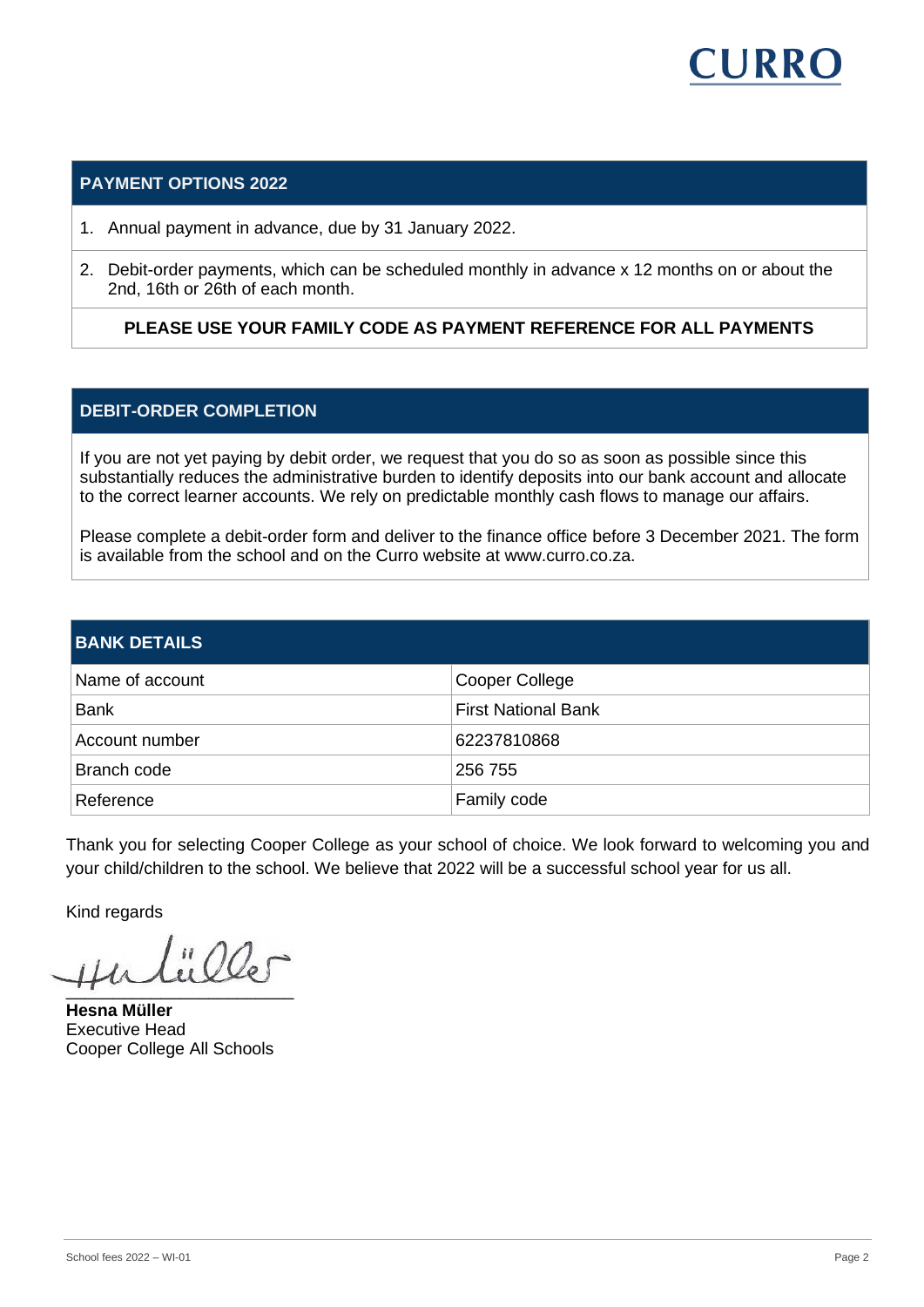## PAYMENT OPTIONS 2022

1. Annual payment in advance, due by 31 January 2022.
2. Debit-order payments, which can be scheduled monthly in advance x 12 months on or about the 2nd, 16th or 26th of each month.

**PLEASE USE YOUR FAMILY CODE AS PAYMENT REFERENCE FOR ALL PAYMENTS**

## DEBIT-ORDER COMPLETION

If you are not yet paying by debit order, we request that you do so as soon as possible since this substantially reduces the administrative burden to identify deposits into our bank account and allocate to the correct learner accounts. We rely on predictable monthly cash flows to manage our affairs.

Please complete a debit-order form and deliver to the finance office before 3 December 2021. The form is available from the school and on the Curro website at www.curro.co.za.

## BANK DETAILS

| | |
|---|---|
| Name of account | Cooper College |
| Bank | First National Bank |
| Account number | 62237810868 |
| Branch code | 256 755 |
| Reference | Family code |

Thank you for selecting Cooper College as your school of choice. We look forward to welcoming you and your child/children to the school. We believe that 2022 will be a successful school year for us all.

Kind regards

**Hesna Müller**
Executive Head
Cooper College All Schools